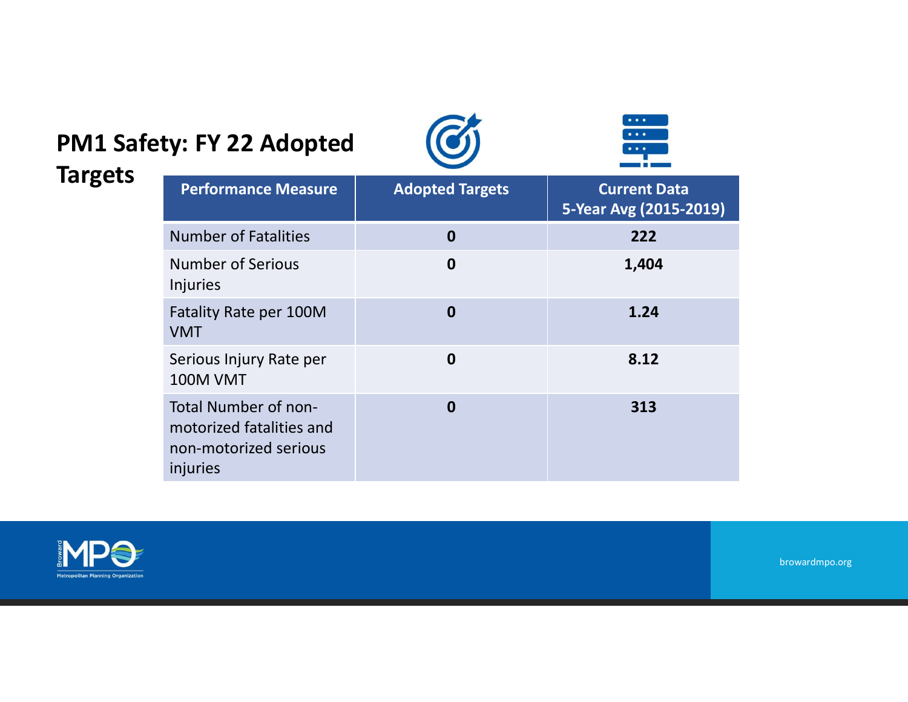# PM1 Safety: FY 22 Adopted Targets

| Performance Measure | Adopted Targets | Current Data 5-Year Avg (2015-2019) |
| --- | --- | --- |
| Number of Fatalities | **0** | **222** |
| Number of Serious Injuries | **0** | **1,404** |
| Fatality Rate per 100M VMT | **0** | **1.24** |
| Serious Injury Rate per 100M VMT | **0** | **8.12** |
| Total Number of non-motorized fatalities and non-motorized serious injuries | **0** | **313** |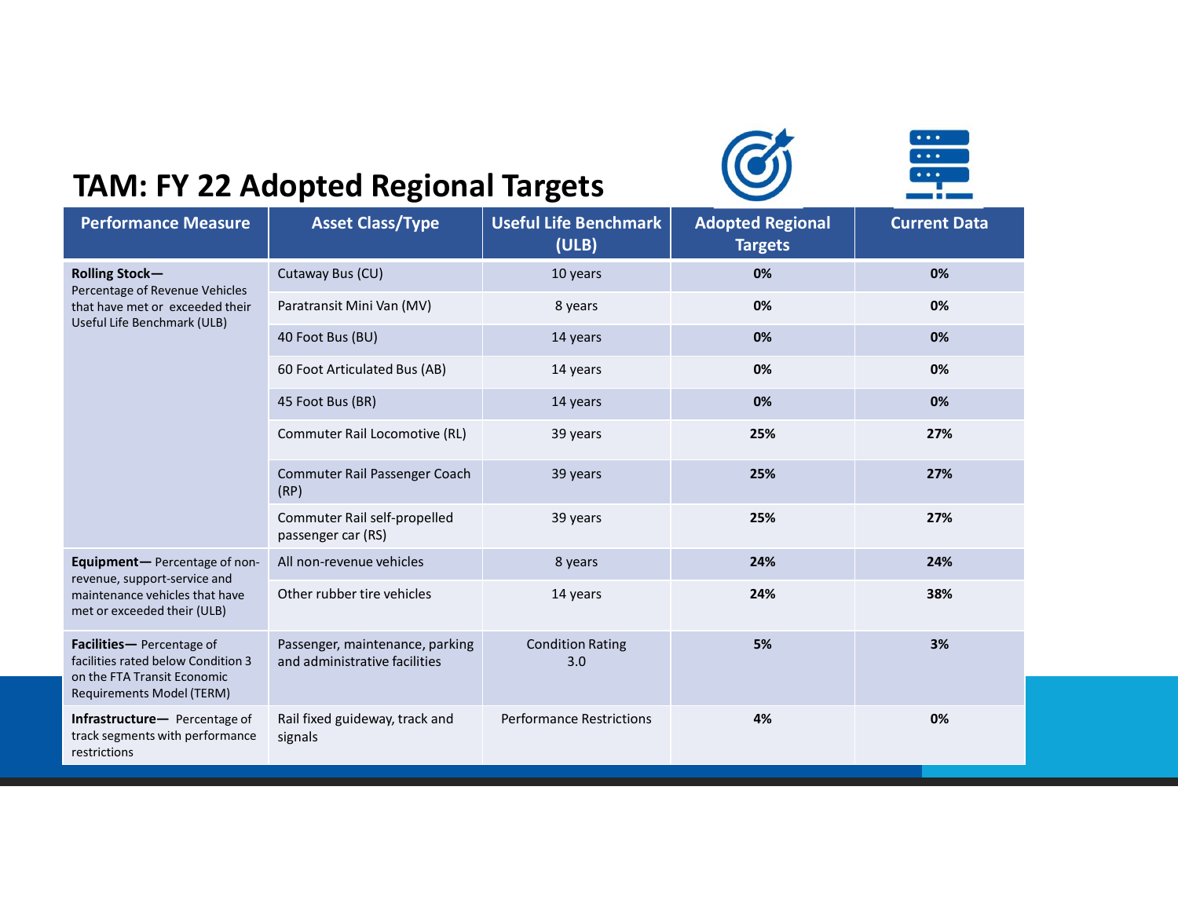# TAM: FY 22 Adopted Regional Targets

| Performance Measure | Asset Class/Type | Useful Life Benchmark (ULB) | Adopted Regional Targets | Current Data |
|---|---|---|---|---|
| **Rolling Stock—** Percentage of Revenue Vehicles that have met or exceeded their Useful Life Benchmark (ULB) | Cutaway Bus (CU) | 10 years | **0%** | **0%** |
| | Paratransit Mini Van (MV) | 8 years | **0%** | **0%** |
| | 40 Foot Bus (BU) | 14 years | **0%** | **0%** |
| | 60 Foot Articulated Bus (AB) | 14 years | **0%** | **0%** |
| | 45 Foot Bus (BR) | 14 years | **0%** | **0%** |
| | Commuter Rail Locomotive (RL) | 39 years | **25%** | **27%** |
| | Commuter Rail Passenger Coach (RP) | 39 years | **25%** | **27%** |
| | Commuter Rail self-propelled passenger car (RS) | 39 years | **25%** | **27%** |
| **Equipment—** Percentage of non-revenue, support-service and maintenance vehicles that have met or exceeded their (ULB) | All non-revenue vehicles | 8 years | **24%** | **24%** |
| | Other rubber tire vehicles | 14 years | **24%** | **38%** |
| **Facilities—** Percentage of facilities rated below Condition 3 on the FTA Transit Economic Requirements Model (TERM) | Passenger, maintenance, parking and administrative facilities | Condition Rating 3.0 | **5%** | **3%** |
| **Infrastructure—** Percentage of track segments with performance restrictions | Rail fixed guideway, track and signals | Performance Restrictions | **4%** | **0%** |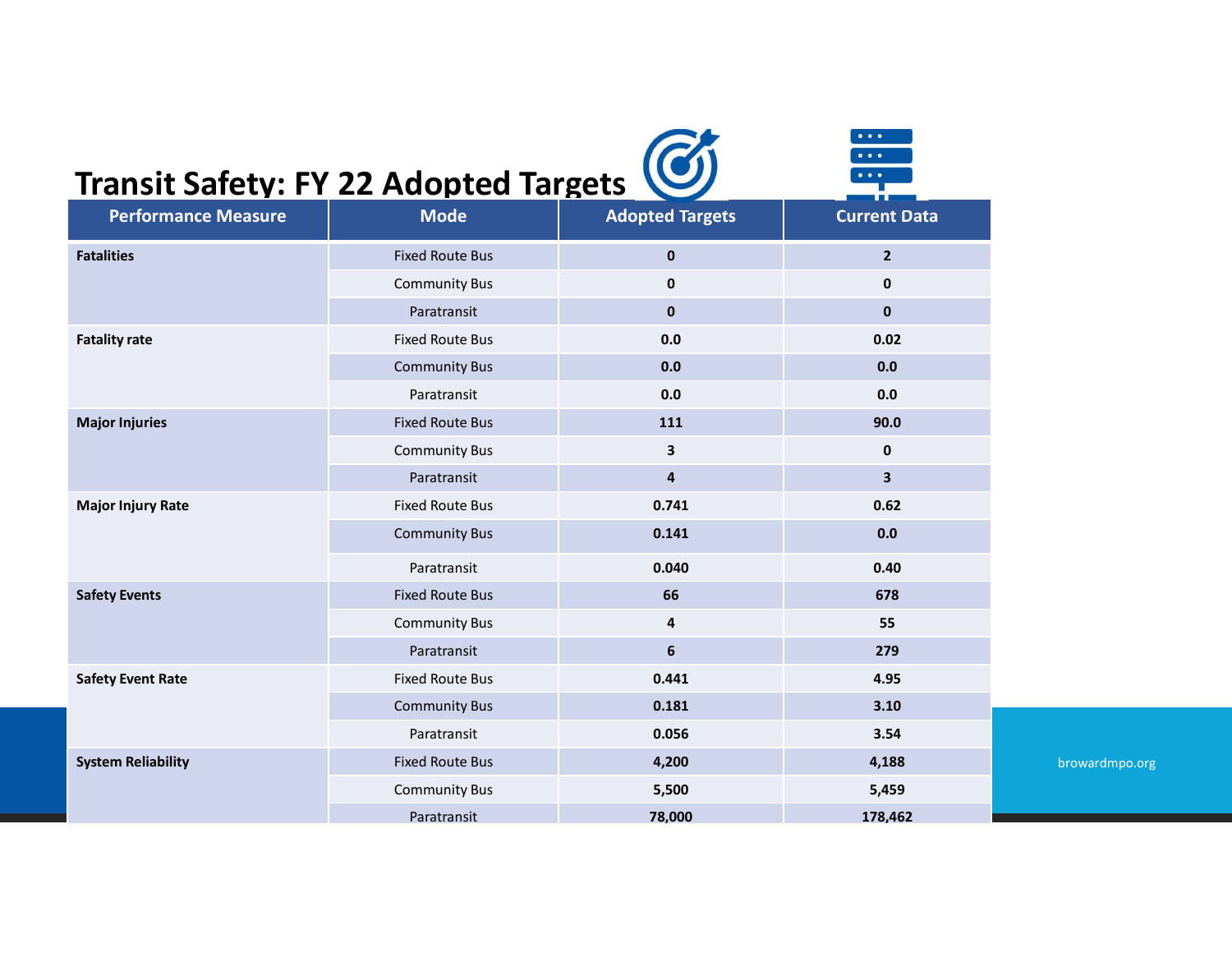# Transit Safety: FY 22 Adopted Targets

| Performance Measure | Mode | Adopted Targets | Current Data |
|---|---|---|---|
| **Fatalities** | Fixed Route Bus | **0** | **2** |
| | Community Bus | **0** | **0** |
| | Paratransit | **0** | **0** |
| **Fatality rate** | Fixed Route Bus | **0.0** | **0.02** |
| | Community Bus | **0.0** | **0.0** |
| | Paratransit | **0.0** | **0.0** |
| **Major Injuries** | Fixed Route Bus | **111** | **90.0** |
| | Community Bus | **3** | **0** |
| | Paratransit | **4** | **3** |
| **Major Injury Rate** | Fixed Route Bus | **0.741** | **0.62** |
| | Community Bus | **0.141** | **0.0** |
| | Paratransit | **0.040** | **0.40** |
| **Safety Events** | Fixed Route Bus | **66** | **678** |
| | Community Bus | **4** | **55** |
| | Paratransit | **6** | **279** |
| **Safety Event Rate** | Fixed Route Bus | **0.441** | **4.95** |
| | Community Bus | **0.181** | **3.10** |
| | Paratransit | **0.056** | **3.54** |
| **System Reliability** | Fixed Route Bus | **4,200** | **4,188** |
| | Community Bus | **5,500** | **5,459** |
| | Paratransit | **78,000** | **178,462** |

browardmpo.org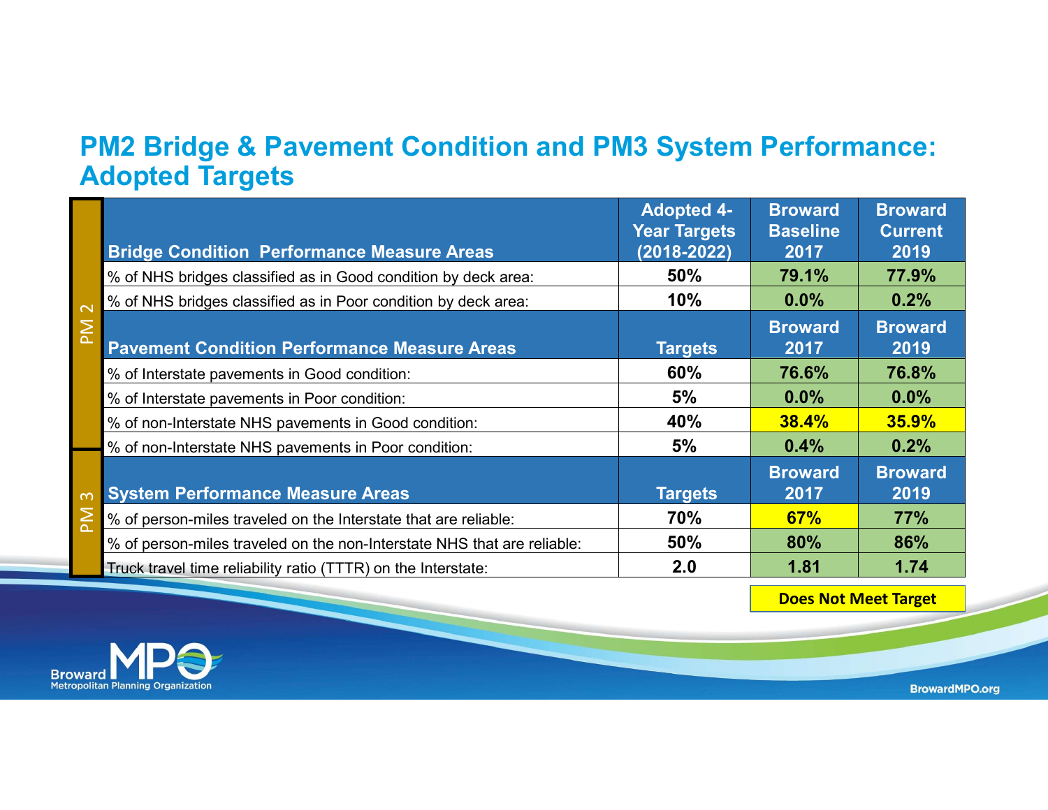## PM2 Bridge & Pavement Condition and PM3 System Performance: Adopted Targets

| | Bridge Condition Performance Measure Areas | Adopted 4-Year Targets (2018-2022) | Broward Baseline 2017 | Broward Current 2019 |
|---|---|---|---|---|
| PM 2 | % of NHS bridges classified as in Good condition by deck area: | 50% | 79.1% | 77.9% |
| | % of NHS bridges classified as in Poor condition by deck area: | 10% | 0.0% | 0.2% |
| | **Pavement Condition Performance Measure Areas** | **Targets** | **Broward 2017** | **Broward 2019** |
| | % of Interstate pavements in Good condition: | 60% | 76.6% | 76.8% |
| | % of Interstate pavements in Poor condition: | 5% | 0.0% | 0.0% |
| | % of non-Interstate NHS pavements in Good condition: | 40% | 38.4% | 35.9% |
| | % of non-Interstate NHS pavements in Poor condition: | 5% | 0.4% | 0.2% |
| PM 3 | **System Performance Measure Areas** | **Targets** | **Broward 2017** | **Broward 2019** |
| | % of person-miles traveled on the Interstate that are reliable: | 70% | 67% | 77% |
| | % of person-miles traveled on the non-Interstate NHS that are reliable: | 50% | 80% | 86% |
| | Truck travel time reliability ratio (TTTR) on the Interstate: | 2.0 | 1.81 | 1.74 |

Does Not Meet Target